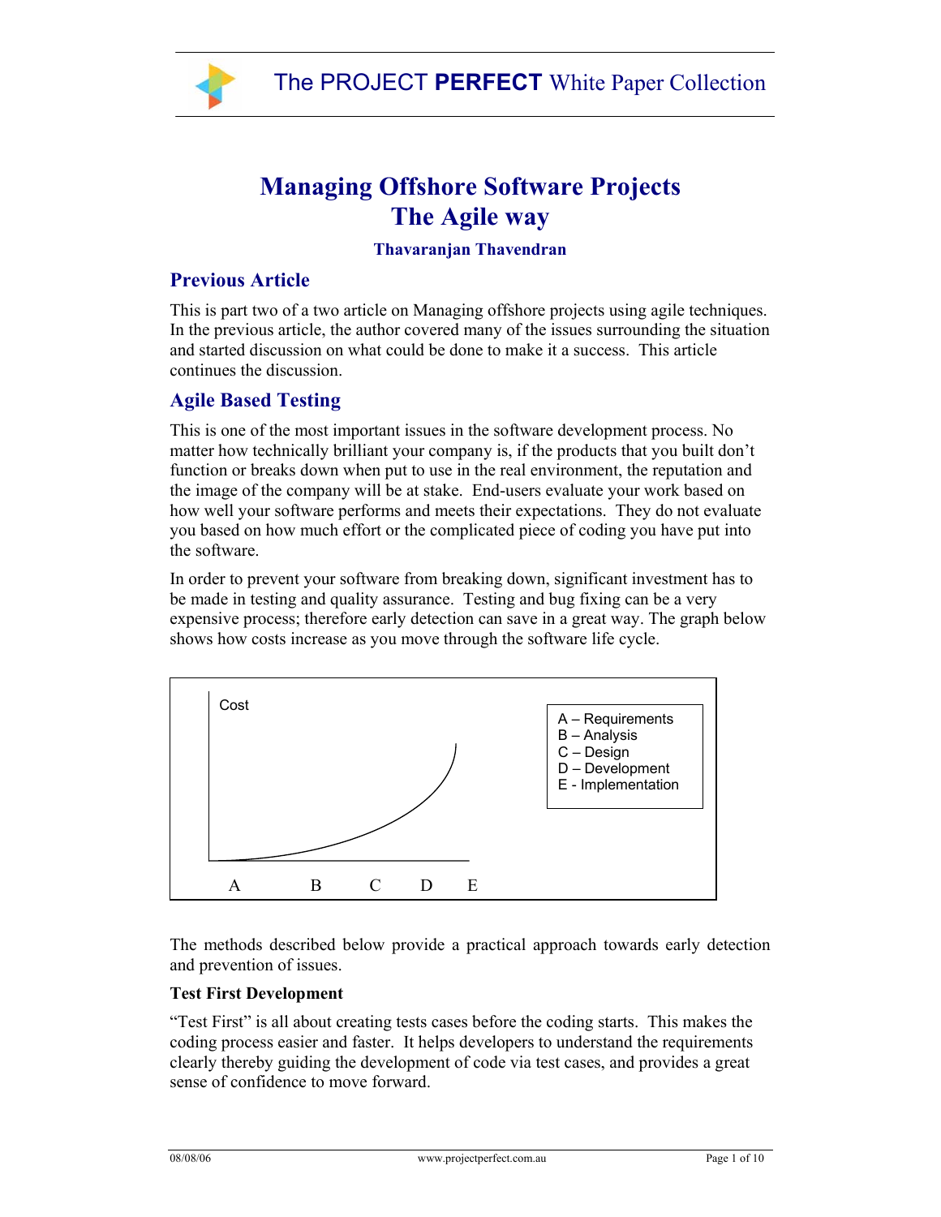# Managing Offshore Software Projects
# The Agile way

**Thavaranjan Thavendran**

## Previous Article

This is part two of a two article on Managing offshore projects using agile techniques. In the previous article, the author covered many of the issues surrounding the situation and started discussion on what could be done to make it a success. This article continues the discussion.

## Agile Based Testing

This is one of the most important issues in the software development process. No matter how technically brilliant your company is, if the products that you built don't function or breaks down when put to use in the real environment, the reputation and the image of the company will be at stake. End-users evaluate your work based on how well your software performs and meets their expectations. They do not evaluate you based on how much effort or the complicated piece of coding you have put into the software.

In order to prevent your software from breaking down, significant investment has to be made in testing and quality assurance. Testing and bug fixing can be a very expensive process; therefore early detection can save in a great way. The graph below shows how costs increase as you move through the software life cycle.

Cost

A B C D E

A – Requirements
B – Analysis
C – Design
D – Development
E - Implementation

The methods described below provide a practical approach towards early detection and prevention of issues.

**Test First Development**

"Test First" is all about creating tests cases before the coding starts. This makes the coding process easier and faster. It helps developers to understand the requirements clearly thereby guiding the development of code via test cases, and provides a great sense of confidence to move forward.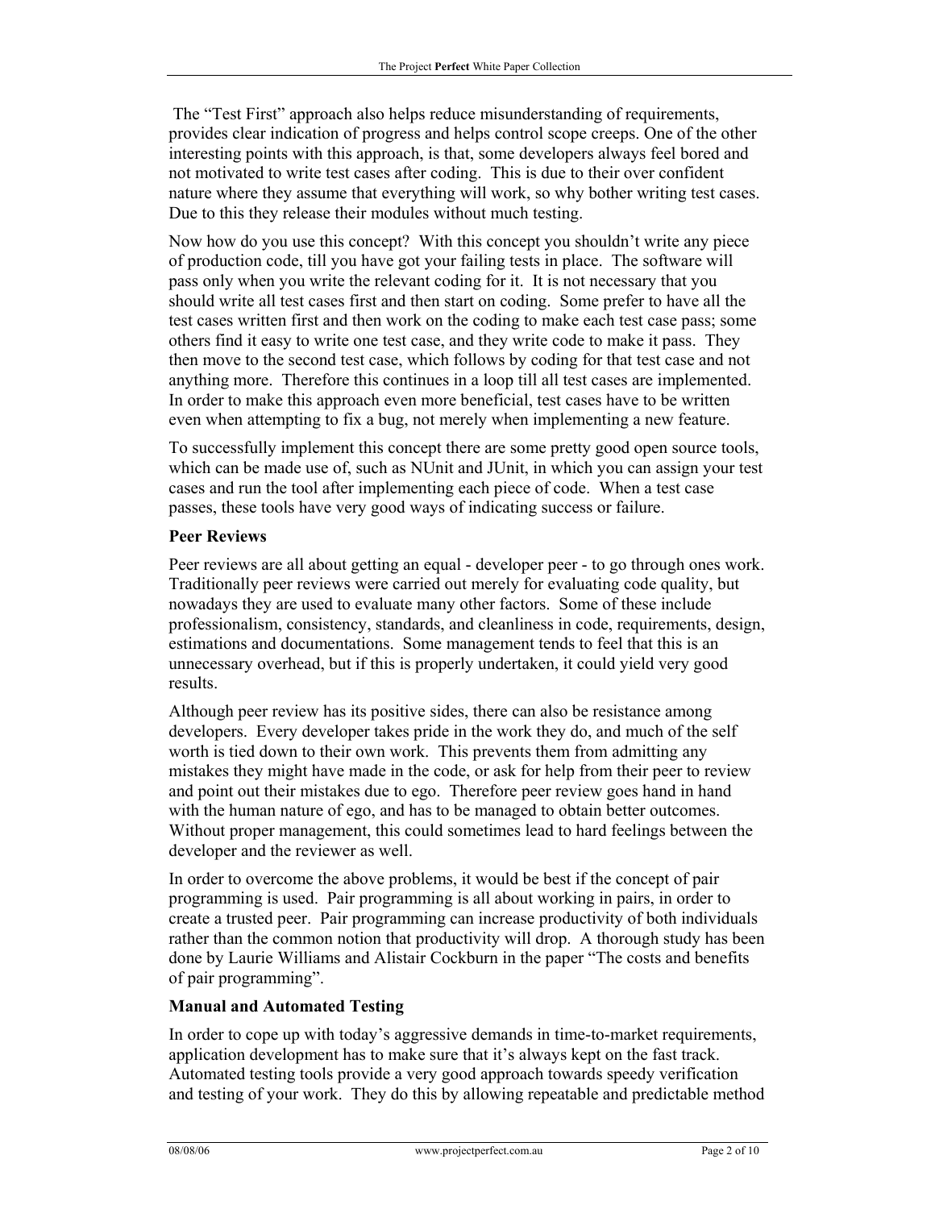The "Test First" approach also helps reduce misunderstanding of requirements, provides clear indication of progress and helps control scope creeps. One of the other interesting points with this approach, is that, some developers always feel bored and not motivated to write test cases after coding. This is due to their over confident nature where they assume that everything will work, so why bother writing test cases. Due to this they release their modules without much testing.

Now how do you use this concept? With this concept you shouldn't write any piece of production code, till you have got your failing tests in place. The software will pass only when you write the relevant coding for it. It is not necessary that you should write all test cases first and then start on coding. Some prefer to have all the test cases written first and then work on the coding to make each test case pass; some others find it easy to write one test case, and they write code to make it pass. They then move to the second test case, which follows by coding for that test case and not anything more. Therefore this continues in a loop till all test cases are implemented. In order to make this approach even more beneficial, test cases have to be written even when attempting to fix a bug, not merely when implementing a new feature.

To successfully implement this concept there are some pretty good open source tools, which can be made use of, such as NUnit and JUnit, in which you can assign your test cases and run the tool after implementing each piece of code. When a test case passes, these tools have very good ways of indicating success or failure.

### Peer Reviews

Peer reviews are all about getting an equal - developer peer - to go through ones work. Traditionally peer reviews were carried out merely for evaluating code quality, but nowadays they are used to evaluate many other factors. Some of these include professionalism, consistency, standards, and cleanliness in code, requirements, design, estimations and documentations. Some management tends to feel that this is an unnecessary overhead, but if this is properly undertaken, it could yield very good results.

Although peer review has its positive sides, there can also be resistance among developers. Every developer takes pride in the work they do, and much of the self worth is tied down to their own work. This prevents them from admitting any mistakes they might have made in the code, or ask for help from their peer to review and point out their mistakes due to ego. Therefore peer review goes hand in hand with the human nature of ego, and has to be managed to obtain better outcomes. Without proper management, this could sometimes lead to hard feelings between the developer and the reviewer as well.

In order to overcome the above problems, it would be best if the concept of pair programming is used. Pair programming is all about working in pairs, in order to create a trusted peer. Pair programming can increase productivity of both individuals rather than the common notion that productivity will drop. A thorough study has been done by Laurie Williams and Alistair Cockburn in the paper "The costs and benefits of pair programming".

### Manual and Automated Testing

In order to cope up with today's aggressive demands in time-to-market requirements, application development has to make sure that it's always kept on the fast track. Automated testing tools provide a very good approach towards speedy verification and testing of your work. They do this by allowing repeatable and predictable method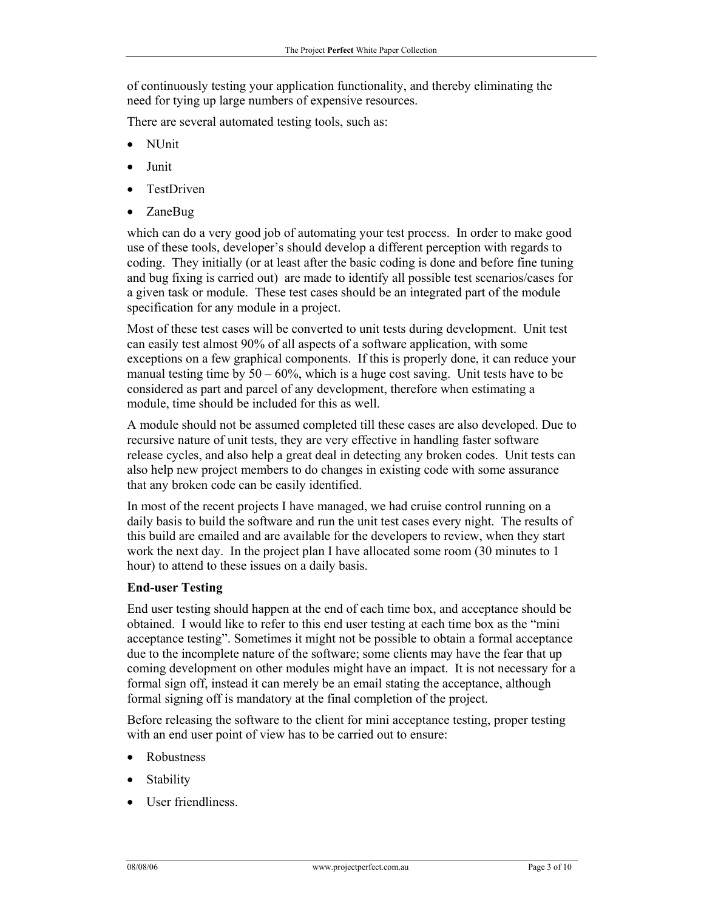of continuously testing your application functionality, and thereby eliminating the need for tying up large numbers of expensive resources.

There are several automated testing tools, such as:

- NUnit
- Junit
- TestDriven
- ZaneBug

which can do a very good job of automating your test process. In order to make good use of these tools, developer's should develop a different perception with regards to coding. They initially (or at least after the basic coding is done and before fine tuning and bug fixing is carried out) are made to identify all possible test scenarios/cases for a given task or module. These test cases should be an integrated part of the module specification for any module in a project.

Most of these test cases will be converted to unit tests during development. Unit test can easily test almost 90% of all aspects of a software application, with some exceptions on a few graphical components. If this is properly done, it can reduce your manual testing time by 50 – 60%, which is a huge cost saving. Unit tests have to be considered as part and parcel of any development, therefore when estimating a module, time should be included for this as well.

A module should not be assumed completed till these cases are also developed. Due to recursive nature of unit tests, they are very effective in handling faster software release cycles, and also help a great deal in detecting any broken codes. Unit tests can also help new project members to do changes in existing code with some assurance that any broken code can be easily identified.

In most of the recent projects I have managed, we had cruise control running on a daily basis to build the software and run the unit test cases every night. The results of this build are emailed and are available for the developers to review, when they start work the next day. In the project plan I have allocated some room (30 minutes to 1 hour) to attend to these issues on a daily basis.

**End-user Testing**

End user testing should happen at the end of each time box, and acceptance should be obtained. I would like to refer to this end user testing at each time box as the "mini acceptance testing". Sometimes it might not be possible to obtain a formal acceptance due to the incomplete nature of the software; some clients may have the fear that up coming development on other modules might have an impact. It is not necessary for a formal sign off, instead it can merely be an email stating the acceptance, although formal signing off is mandatory at the final completion of the project.

Before releasing the software to the client for mini acceptance testing, proper testing with an end user point of view has to be carried out to ensure:

- Robustness
- Stability
- User friendliness.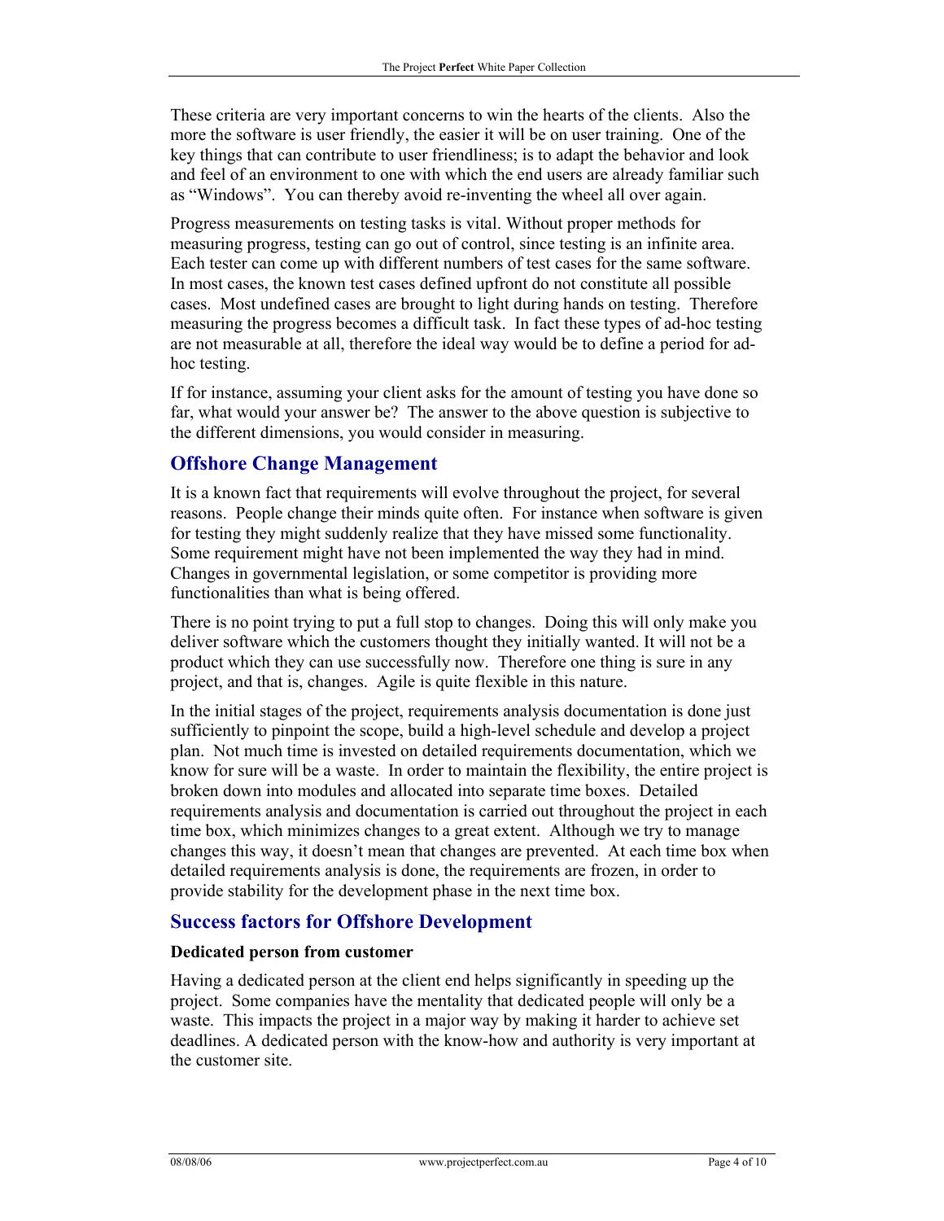These criteria are very important concerns to win the hearts of the clients. Also the more the software is user friendly, the easier it will be on user training. One of the key things that can contribute to user friendliness; is to adapt the behavior and look and feel of an environment to one with which the end users are already familiar such as "Windows". You can thereby avoid re-inventing the wheel all over again.

Progress measurements on testing tasks is vital. Without proper methods for measuring progress, testing can go out of control, since testing is an infinite area. Each tester can come up with different numbers of test cases for the same software. In most cases, the known test cases defined upfront do not constitute all possible cases. Most undefined cases are brought to light during hands on testing. Therefore measuring the progress becomes a difficult task. In fact these types of ad-hoc testing are not measurable at all, therefore the ideal way would be to define a period for ad-hoc testing.

If for instance, assuming your client asks for the amount of testing you have done so far, what would your answer be? The answer to the above question is subjective to the different dimensions, you would consider in measuring.

## Offshore Change Management

It is a known fact that requirements will evolve throughout the project, for several reasons. People change their minds quite often. For instance when software is given for testing they might suddenly realize that they have missed some functionality. Some requirement might have not been implemented the way they had in mind. Changes in governmental legislation, or some competitor is providing more functionalities than what is being offered.

There is no point trying to put a full stop to changes. Doing this will only make you deliver software which the customers thought they initially wanted. It will not be a product which they can use successfully now. Therefore one thing is sure in any project, and that is, changes. Agile is quite flexible in this nature.

In the initial stages of the project, requirements analysis documentation is done just sufficiently to pinpoint the scope, build a high-level schedule and develop a project plan. Not much time is invested on detailed requirements documentation, which we know for sure will be a waste. In order to maintain the flexibility, the entire project is broken down into modules and allocated into separate time boxes. Detailed requirements analysis and documentation is carried out throughout the project in each time box, which minimizes changes to a great extent. Although we try to manage changes this way, it doesn't mean that changes are prevented. At each time box when detailed requirements analysis is done, the requirements are frozen, in order to provide stability for the development phase in the next time box.

## Success factors for Offshore Development

**Dedicated person from customer**

Having a dedicated person at the client end helps significantly in speeding up the project. Some companies have the mentality that dedicated people will only be a waste. This impacts the project in a major way by making it harder to achieve set deadlines. A dedicated person with the know-how and authority is very important at the customer site.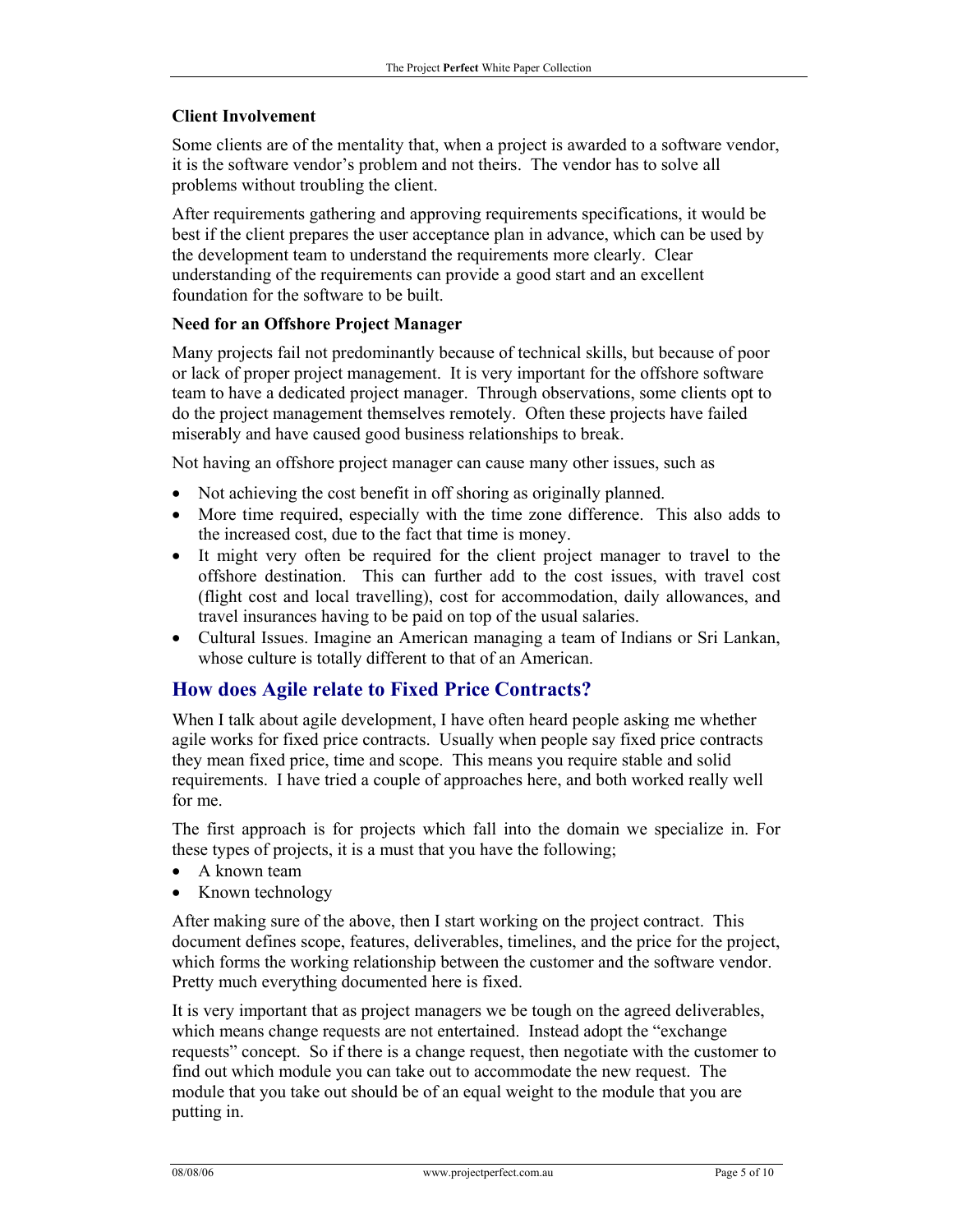### Client Involvement

Some clients are of the mentality that, when a project is awarded to a software vendor, it is the software vendor's problem and not theirs. The vendor has to solve all problems without troubling the client.

After requirements gathering and approving requirements specifications, it would be best if the client prepares the user acceptance plan in advance, which can be used by the development team to understand the requirements more clearly. Clear understanding of the requirements can provide a good start and an excellent foundation for the software to be built.

### Need for an Offshore Project Manager

Many projects fail not predominantly because of technical skills, but because of poor or lack of proper project management. It is very important for the offshore software team to have a dedicated project manager. Through observations, some clients opt to do the project management themselves remotely. Often these projects have failed miserably and have caused good business relationships to break.

Not having an offshore project manager can cause many other issues, such as

- Not achieving the cost benefit in off shoring as originally planned.
- More time required, especially with the time zone difference. This also adds to the increased cost, due to the fact that time is money.
- It might very often be required for the client project manager to travel to the offshore destination. This can further add to the cost issues, with travel cost (flight cost and local travelling), cost for accommodation, daily allowances, and travel insurances having to be paid on top of the usual salaries.
- Cultural Issues. Imagine an American managing a team of Indians or Sri Lankan, whose culture is totally different to that of an American.

## How does Agile relate to Fixed Price Contracts?

When I talk about agile development, I have often heard people asking me whether agile works for fixed price contracts. Usually when people say fixed price contracts they mean fixed price, time and scope. This means you require stable and solid requirements. I have tried a couple of approaches here, and both worked really well for me.

The first approach is for projects which fall into the domain we specialize in. For these types of projects, it is a must that you have the following;

- A known team
- Known technology

After making sure of the above, then I start working on the project contract. This document defines scope, features, deliverables, timelines, and the price for the project, which forms the working relationship between the customer and the software vendor. Pretty much everything documented here is fixed.

It is very important that as project managers we be tough on the agreed deliverables, which means change requests are not entertained. Instead adopt the "exchange requests" concept. So if there is a change request, then negotiate with the customer to find out which module you can take out to accommodate the new request. The module that you take out should be of an equal weight to the module that you are putting in.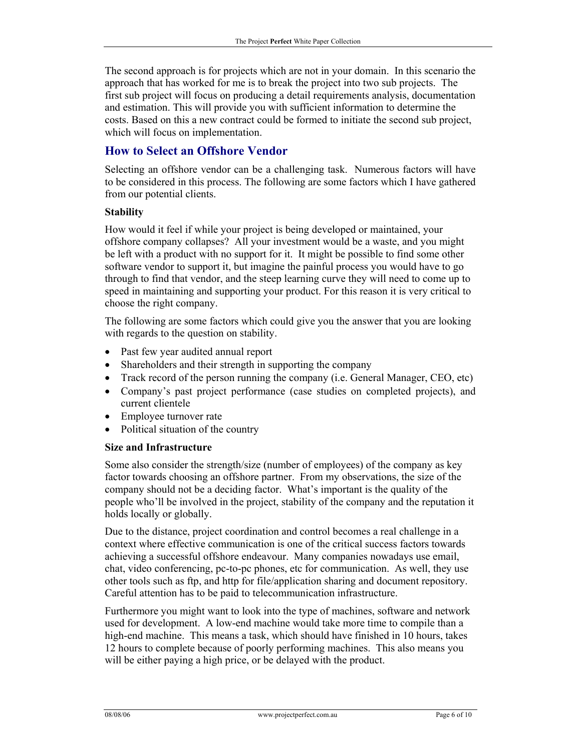The second approach is for projects which are not in your domain. In this scenario the approach that has worked for me is to break the project into two sub projects. The first sub project will focus on producing a detail requirements analysis, documentation and estimation. This will provide you with sufficient information to determine the costs. Based on this a new contract could be formed to initiate the second sub project, which will focus on implementation.

## How to Select an Offshore Vendor

Selecting an offshore vendor can be a challenging task. Numerous factors will have to be considered in this process. The following are some factors which I have gathered from our potential clients.

**Stability**

How would it feel if while your project is being developed or maintained, your offshore company collapses? All your investment would be a waste, and you might be left with a product with no support for it. It might be possible to find some other software vendor to support it, but imagine the painful process you would have to go through to find that vendor, and the steep learning curve they will need to come up to speed in maintaining and supporting your product. For this reason it is very critical to choose the right company.

The following are some factors which could give you the answer that you are looking with regards to the question on stability.

- Past few year audited annual report
- Shareholders and their strength in supporting the company
- Track record of the person running the company (i.e. General Manager, CEO, etc)
- Company's past project performance (case studies on completed projects), and current clientele
- Employee turnover rate
- Political situation of the country

**Size and Infrastructure**

Some also consider the strength/size (number of employees) of the company as key factor towards choosing an offshore partner. From my observations, the size of the company should not be a deciding factor. What's important is the quality of the people who'll be involved in the project, stability of the company and the reputation it holds locally or globally.

Due to the distance, project coordination and control becomes a real challenge in a context where effective communication is one of the critical success factors towards achieving a successful offshore endeavour. Many companies nowadays use email, chat, video conferencing, pc-to-pc phones, etc for communication. As well, they use other tools such as ftp, and http for file/application sharing and document repository. Careful attention has to be paid to telecommunication infrastructure.

Furthermore you might want to look into the type of machines, software and network used for development. A low-end machine would take more time to compile than a high-end machine. This means a task, which should have finished in 10 hours, takes 12 hours to complete because of poorly performing machines. This also means you will be either paying a high price, or be delayed with the product.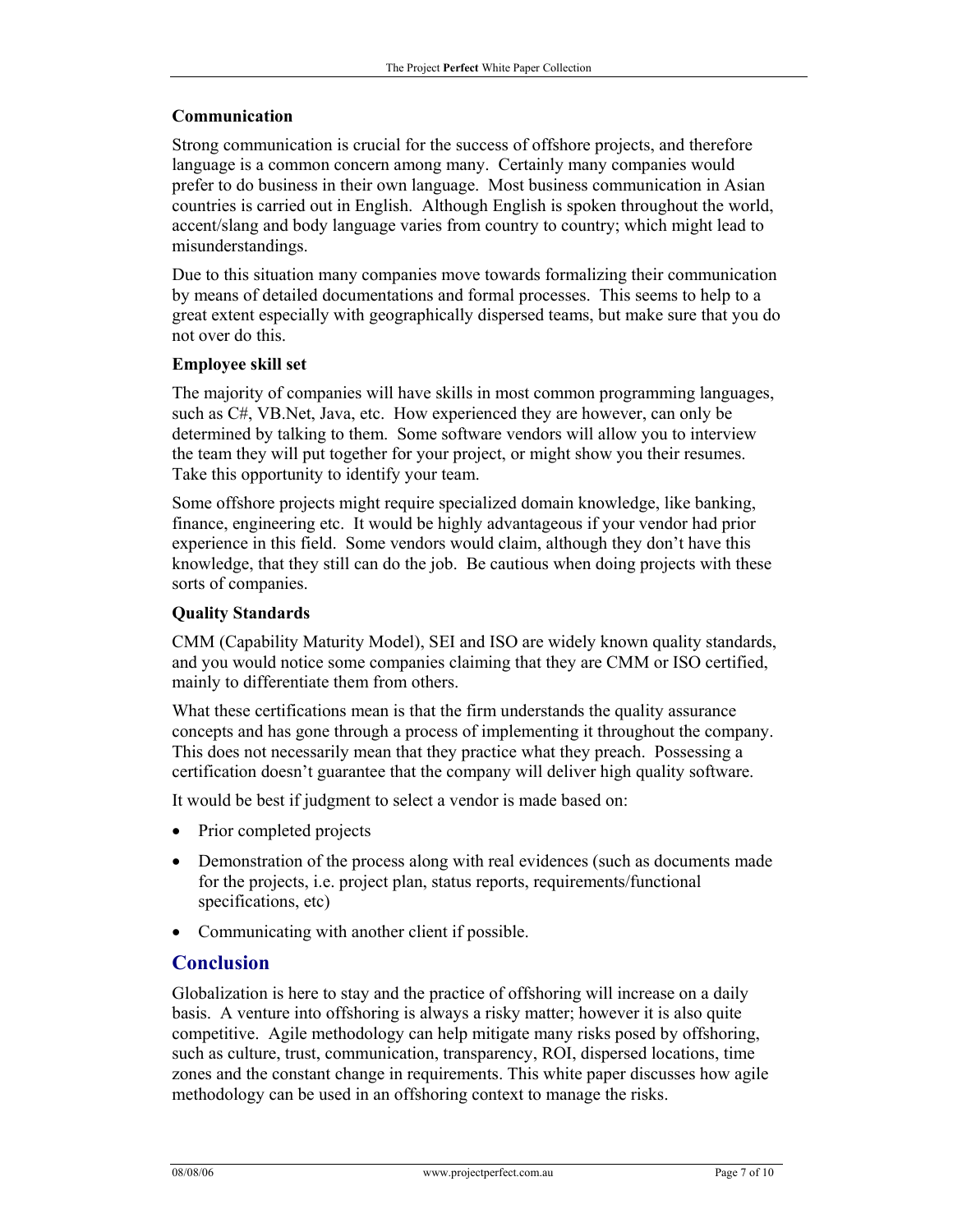### Communication

Strong communication is crucial for the success of offshore projects, and therefore language is a common concern among many. Certainly many companies would prefer to do business in their own language. Most business communication in Asian countries is carried out in English. Although English is spoken throughout the world, accent/slang and body language varies from country to country; which might lead to misunderstandings.

Due to this situation many companies move towards formalizing their communication by means of detailed documentations and formal processes. This seems to help to a great extent especially with geographically dispersed teams, but make sure that you do not over do this.

### Employee skill set

The majority of companies will have skills in most common programming languages, such as C#, VB.Net, Java, etc. How experienced they are however, can only be determined by talking to them. Some software vendors will allow you to interview the team they will put together for your project, or might show you their resumes. Take this opportunity to identify your team.

Some offshore projects might require specialized domain knowledge, like banking, finance, engineering etc. It would be highly advantageous if your vendor had prior experience in this field. Some vendors would claim, although they don't have this knowledge, that they still can do the job. Be cautious when doing projects with these sorts of companies.

### Quality Standards

CMM (Capability Maturity Model), SEI and ISO are widely known quality standards, and you would notice some companies claiming that they are CMM or ISO certified, mainly to differentiate them from others.

What these certifications mean is that the firm understands the quality assurance concepts and has gone through a process of implementing it throughout the company. This does not necessarily mean that they practice what they preach. Possessing a certification doesn't guarantee that the company will deliver high quality software.

It would be best if judgment to select a vendor is made based on:

- Prior completed projects
- Demonstration of the process along with real evidences (such as documents made for the projects, i.e. project plan, status reports, requirements/functional specifications, etc)
- Communicating with another client if possible.

## Conclusion

Globalization is here to stay and the practice of offshoring will increase on a daily basis. A venture into offshoring is always a risky matter; however it is also quite competitive. Agile methodology can help mitigate many risks posed by offshoring, such as culture, trust, communication, transparency, ROI, dispersed locations, time zones and the constant change in requirements. This white paper discusses how agile methodology can be used in an offshoring context to manage the risks.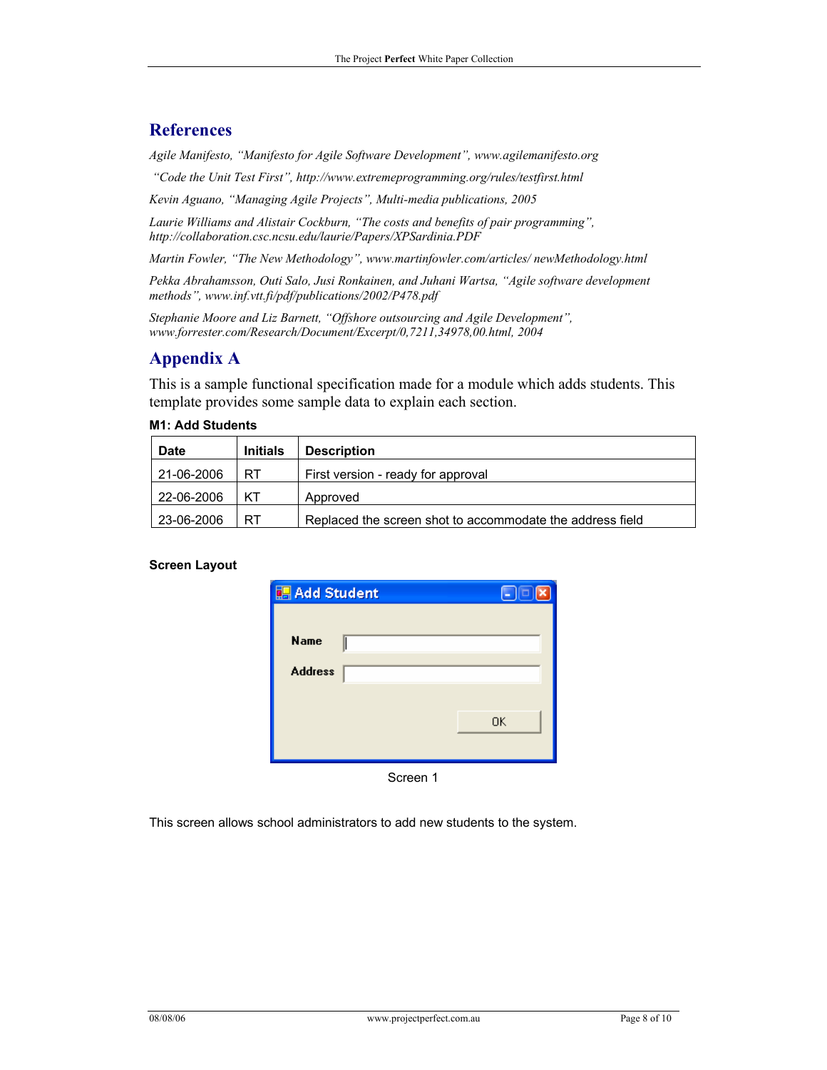## References

*Agile Manifesto, "Manifesto for Agile Software Development", www.agilemanifesto.org*

*"Code the Unit Test First", http://www.extremeprogramming.org/rules/testfirst.html*

*Kevin Aguano, "Managing Agile Projects", Multi-media publications, 2005*

*Laurie Williams and Alistair Cockburn, "The costs and benefits of pair programming", http://collaboration.csc.ncsu.edu/laurie/Papers/XPSardinia.PDF*

*Martin Fowler, "The New Methodology", www.martinfowler.com/articles/ newMethodology.html*

*Pekka Abrahamsson, Outi Salo, Jusi Ronkainen, and Juhani Wartsa, "Agile software development methods", www.inf.vtt.fi/pdf/publications/2002/P478.pdf*

*Stephanie Moore and Liz Barnett, "Offshore outsourcing and Agile Development", www.forrester.com/Research/Document/Excerpt/0,7211,34978,00.html, 2004*

## Appendix A

This is a sample functional specification made for a module which adds students. This template provides some sample data to explain each section.

**M1: Add Students**

| Date | Initials | Description |
|---|---|---|
| 21-06-2006 | RT | First version - ready for approval |
| 22-06-2006 | KT | Approved |
| 23-06-2006 | RT | Replaced the screen shot to accommodate the address field |

**Screen Layout**

Screen 1

This screen allows school administrators to add new students to the system.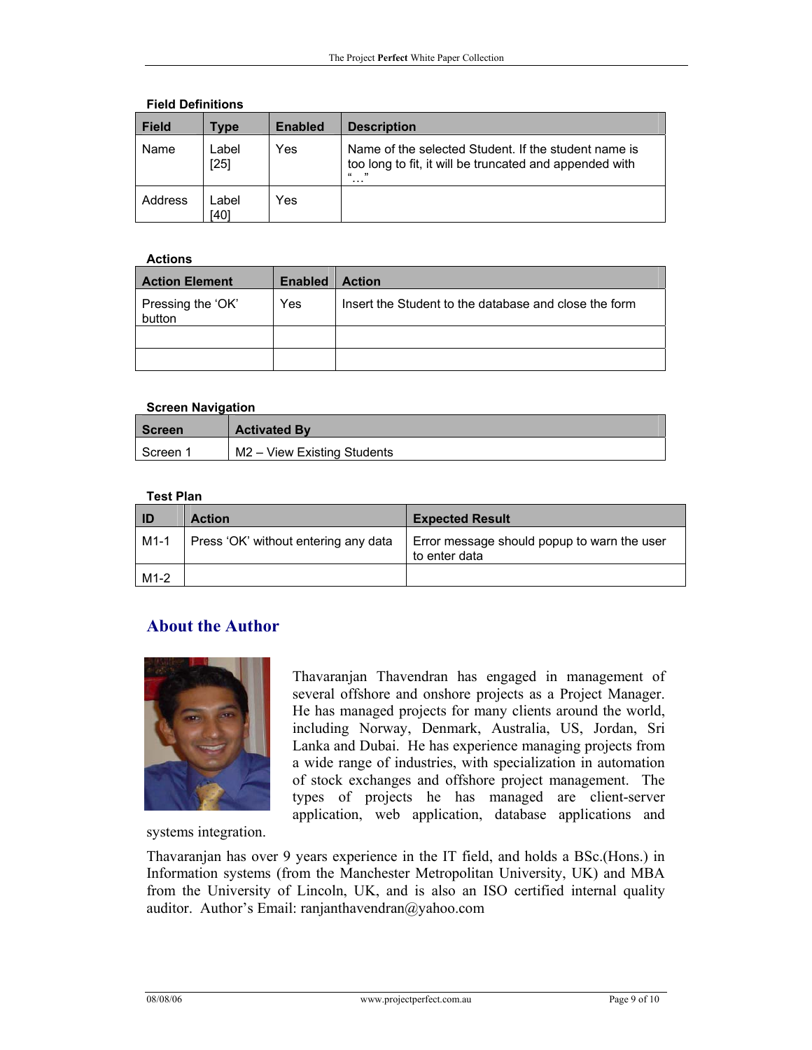**Field Definitions**

| Field | Type | Enabled | Description |
|---|---|---|---|
| Name | Label [25] | Yes | Name of the selected Student. If the student name is too long to fit, it will be truncated and appended with "…" |
| Address | Label [40] | Yes | |

**Actions**

| Action Element | Enabled | Action |
|---|---|---|
| Pressing the 'OK' button | Yes | Insert the Student to the database and close the form |
| | | |
| | | |

**Screen Navigation**

| Screen | Activated By |
|---|---|
| Screen 1 | M2 – View Existing Students |

**Test Plan**

| ID | Action | Expected Result |
|---|---|---|
| M1-1 | Press 'OK' without entering any data | Error message should popup to warn the user to enter data |
| M1-2 | | |

## About the Author

Thavaranjan Thavendran has engaged in management of several offshore and onshore projects as a Project Manager. He has managed projects for many clients around the world, including Norway, Denmark, Australia, US, Jordan, Sri Lanka and Dubai. He has experience managing projects from a wide range of industries, with specialization in automation of stock exchanges and offshore project management. The types of projects he has managed are client-server application, web application, database applications and systems integration.

Thavaranjan has over 9 years experience in the IT field, and holds a BSc.(Hons.) in Information systems (from the Manchester Metropolitan University, UK) and MBA from the University of Lincoln, UK, and is also an ISO certified internal quality auditor. Author's Email: ranjanthavendran@yahoo.com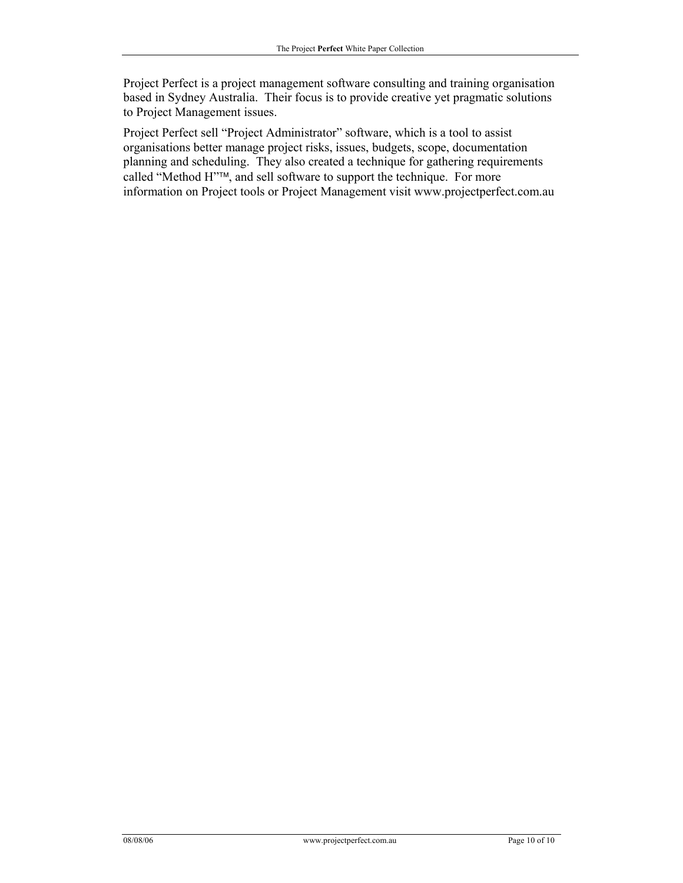Project Perfect is a project management software consulting and training organisation based in Sydney Australia. Their focus is to provide creative yet pragmatic solutions to Project Management issues.

Project Perfect sell "Project Administrator" software, which is a tool to assist organisations better manage project risks, issues, budgets, scope, documentation planning and scheduling. They also created a technique for gathering requirements called "Method H"™, and sell software to support the technique. For more information on Project tools or Project Management visit www.projectperfect.com.au